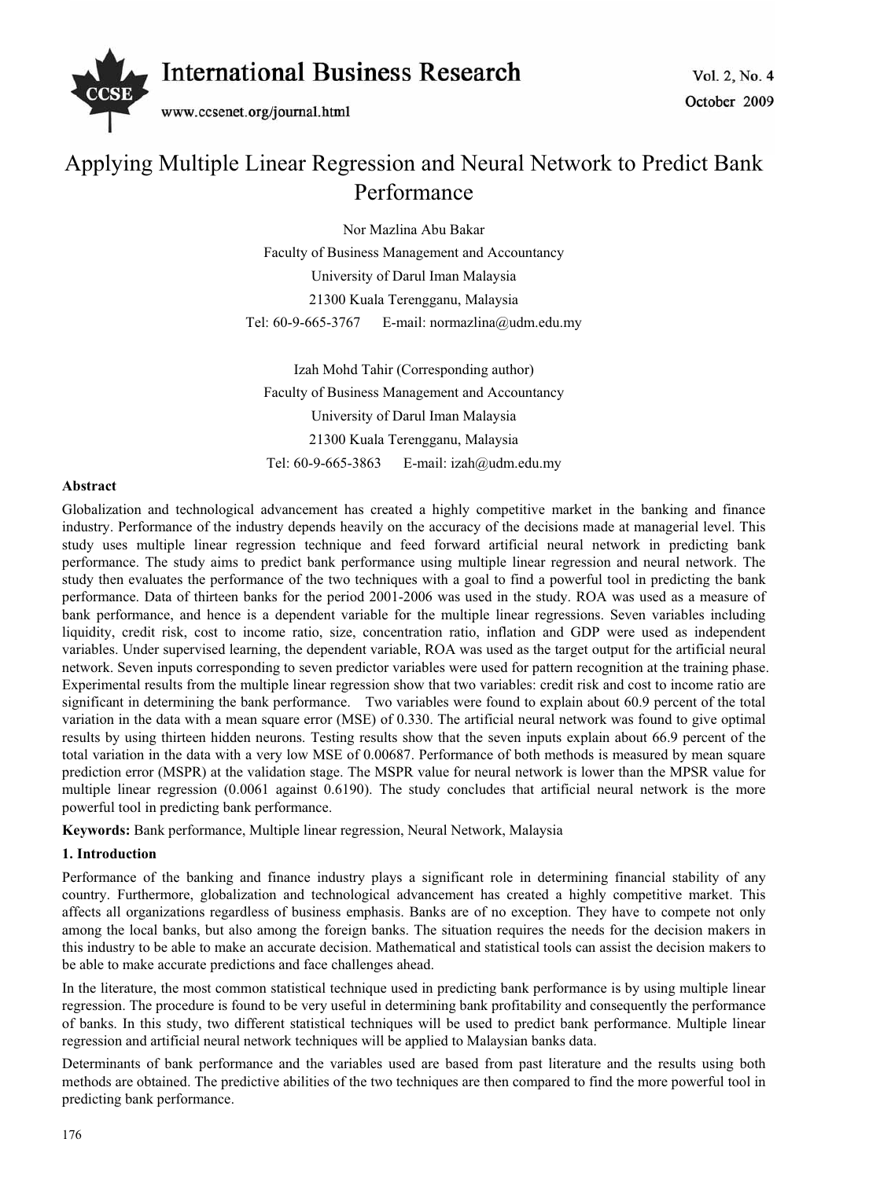# Applying Multiple Linear Regression and Neural Network to Predict Bank Performance

Nor Mazlina Abu Bakar
Faculty of Business Management and Accountancy
University of Darul Iman Malaysia
21300 Kuala Terengganu, Malaysia
Tel: 60-9-665-3767 E-mail: normazlina@udm.edu.my

Izah Mohd Tahir (Corresponding author)
Faculty of Business Management and Accountancy
University of Darul Iman Malaysia
21300 Kuala Terengganu, Malaysia
Tel: 60-9-665-3863 E-mail: izah@udm.edu.my

## Abstract

Globalization and technological advancement has created a highly competitive market in the banking and finance industry. Performance of the industry depends heavily on the accuracy of the decisions made at managerial level. This study uses multiple linear regression technique and feed forward artificial neural network in predicting bank performance. The study aims to predict bank performance using multiple linear regression and neural network. The study then evaluates the performance of the two techniques with a goal to find a powerful tool in predicting the bank performance. Data of thirteen banks for the period 2001-2006 was used in the study. ROA was used as a measure of bank performance, and hence is a dependent variable for the multiple linear regressions. Seven variables including liquidity, credit risk, cost to income ratio, size, concentration ratio, inflation and GDP were used as independent variables. Under supervised learning, the dependent variable, ROA was used as the target output for the artificial neural network. Seven inputs corresponding to seven predictor variables were used for pattern recognition at the training phase. Experimental results from the multiple linear regression show that two variables: credit risk and cost to income ratio are significant in determining the bank performance. Two variables were found to explain about 60.9 percent of the total variation in the data with a mean square error (MSE) of 0.330. The artificial neural network was found to give optimal results by using thirteen hidden neurons. Testing results show that the seven inputs explain about 66.9 percent of the total variation in the data with a very low MSE of 0.00687. Performance of both methods is measured by mean square prediction error (MSPR) at the validation stage. The MSPR value for neural network is lower than the MPSR value for multiple linear regression (0.0061 against 0.6190). The study concludes that artificial neural network is the more powerful tool in predicting bank performance.

**Keywords:** Bank performance, Multiple linear regression, Neural Network, Malaysia

## 1. Introduction

Performance of the banking and finance industry plays a significant role in determining financial stability of any country. Furthermore, globalization and technological advancement has created a highly competitive market. This affects all organizations regardless of business emphasis. Banks are of no exception. They have to compete not only among the local banks, but also among the foreign banks. The situation requires the needs for the decision makers in this industry to be able to make an accurate decision. Mathematical and statistical tools can assist the decision makers to be able to make accurate predictions and face challenges ahead.

In the literature, the most common statistical technique used in predicting bank performance is by using multiple linear regression. The procedure is found to be very useful in determining bank profitability and consequently the performance of banks. In this study, two different statistical techniques will be used to predict bank performance. Multiple linear regression and artificial neural network techniques will be applied to Malaysian banks data.

Determinants of bank performance and the variables used are based from past literature and the results using both methods are obtained. The predictive abilities of the two techniques are then compared to find the more powerful tool in predicting bank performance.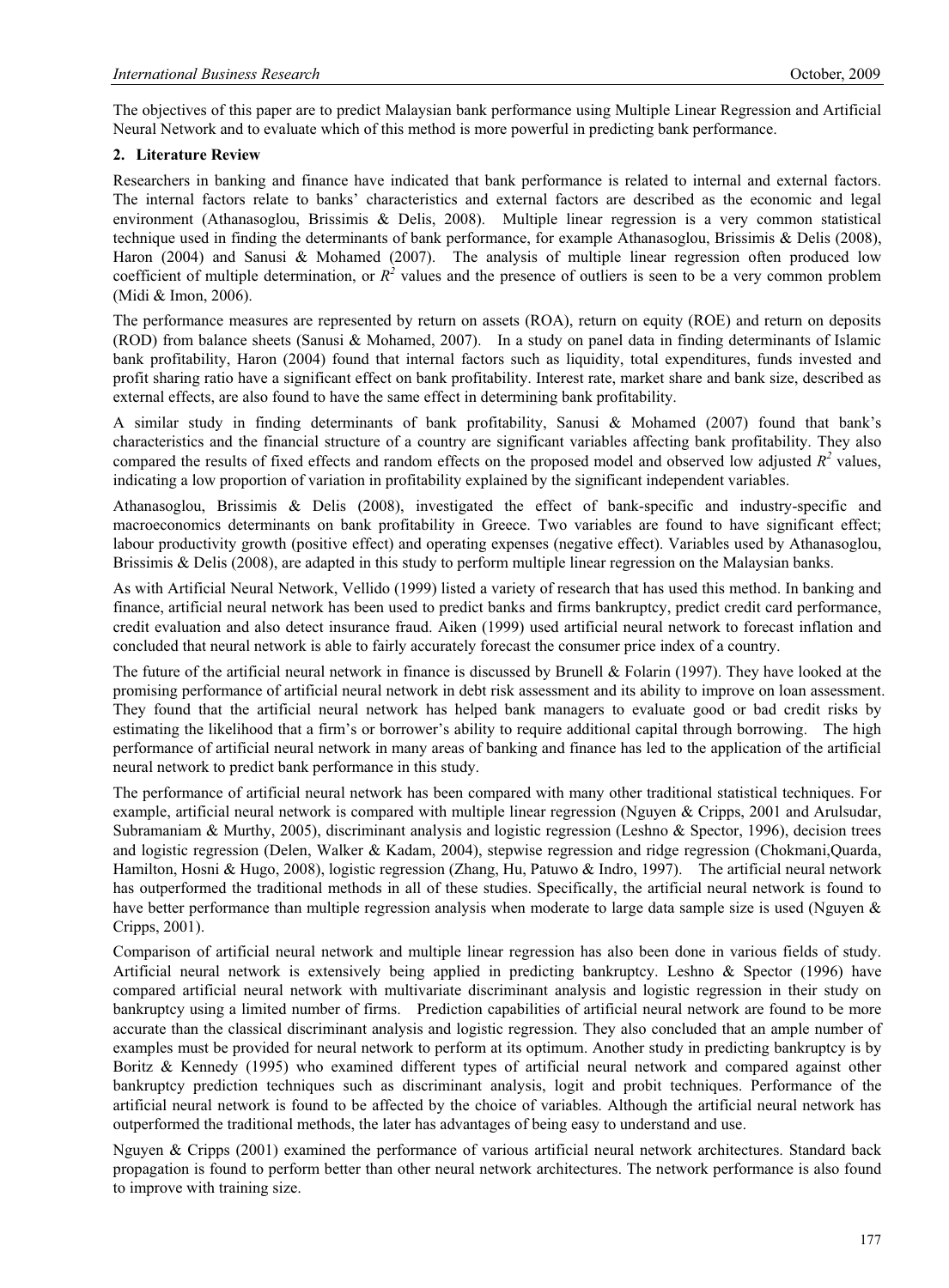The objectives of this paper are to predict Malaysian bank performance using Multiple Linear Regression and Artificial Neural Network and to evaluate which of this method is more powerful in predicting bank performance.

## 2. Literature Review

Researchers in banking and finance have indicated that bank performance is related to internal and external factors. The internal factors relate to banks' characteristics and external factors are described as the economic and legal environment (Athanasoglou, Brissimis & Delis, 2008). Multiple linear regression is a very common statistical technique used in finding the determinants of bank performance, for example Athanasoglou, Brissimis & Delis (2008), Haron (2004) and Sanusi & Mohamed (2007). The analysis of multiple linear regression often produced low coefficient of multiple determination, or $R^2$ values and the presence of outliers is seen to be a very common problem (Midi & Imon, 2006).

The performance measures are represented by return on assets (ROA), return on equity (ROE) and return on deposits (ROD) from balance sheets (Sanusi & Mohamed, 2007). In a study on panel data in finding determinants of Islamic bank profitability, Haron (2004) found that internal factors such as liquidity, total expenditures, funds invested and profit sharing ratio have a significant effect on bank profitability. Interest rate, market share and bank size, described as external effects, are also found to have the same effect in determining bank profitability.

A similar study in finding determinants of bank profitability, Sanusi & Mohamed (2007) found that bank's characteristics and the financial structure of a country are significant variables affecting bank profitability. They also compared the results of fixed effects and random effects on the proposed model and observed low adjusted $R^2$ values, indicating a low proportion of variation in profitability explained by the significant independent variables.

Athanasoglou, Brissimis & Delis (2008), investigated the effect of bank-specific and industry-specific and macroeconomics determinants on bank profitability in Greece. Two variables are found to have significant effect; labour productivity growth (positive effect) and operating expenses (negative effect). Variables used by Athanasoglou, Brissimis & Delis (2008), are adapted in this study to perform multiple linear regression on the Malaysian banks.

As with Artificial Neural Network, Vellido (1999) listed a variety of research that has used this method. In banking and finance, artificial neural network has been used to predict banks and firms bankruptcy, predict credit card performance, credit evaluation and also detect insurance fraud. Aiken (1999) used artificial neural network to forecast inflation and concluded that neural network is able to fairly accurately forecast the consumer price index of a country.

The future of the artificial neural network in finance is discussed by Brunell & Folarin (1997). They have looked at the promising performance of artificial neural network in debt risk assessment and its ability to improve on loan assessment. They found that the artificial neural network has helped bank managers to evaluate good or bad credit risks by estimating the likelihood that a firm's or borrower's ability to require additional capital through borrowing. The high performance of artificial neural network in many areas of banking and finance has led to the application of the artificial neural network to predict bank performance in this study.

The performance of artificial neural network has been compared with many other traditional statistical techniques. For example, artificial neural network is compared with multiple linear regression (Nguyen & Cripps, 2001 and Arulsudar, Subramaniam & Murthy, 2005), discriminant analysis and logistic regression (Leshno & Spector, 1996), decision trees and logistic regression (Delen, Walker & Kadam, 2004), stepwise regression and ridge regression (Chokmani,Quarda, Hamilton, Hosni & Hugo, 2008), logistic regression (Zhang, Hu, Patuwo & Indro, 1997). The artificial neural network has outperformed the traditional methods in all of these studies. Specifically, the artificial neural network is found to have better performance than multiple regression analysis when moderate to large data sample size is used (Nguyen & Cripps, 2001).

Comparison of artificial neural network and multiple linear regression has also been done in various fields of study. Artificial neural network is extensively being applied in predicting bankruptcy. Leshno & Spector (1996) have compared artificial neural network with multivariate discriminant analysis and logistic regression in their study on bankruptcy using a limited number of firms. Prediction capabilities of artificial neural network are found to be more accurate than the classical discriminant analysis and logistic regression. They also concluded that an ample number of examples must be provided for neural network to perform at its optimum. Another study in predicting bankruptcy is by Boritz & Kennedy (1995) who examined different types of artificial neural network and compared against other bankruptcy prediction techniques such as discriminant analysis, logit and probit techniques. Performance of the artificial neural network is found to be affected by the choice of variables. Although the artificial neural network has outperformed the traditional methods, the later has advantages of being easy to understand and use.

Nguyen & Cripps (2001) examined the performance of various artificial neural network architectures. Standard back propagation is found to perform better than other neural network architectures. The network performance is also found to improve with training size.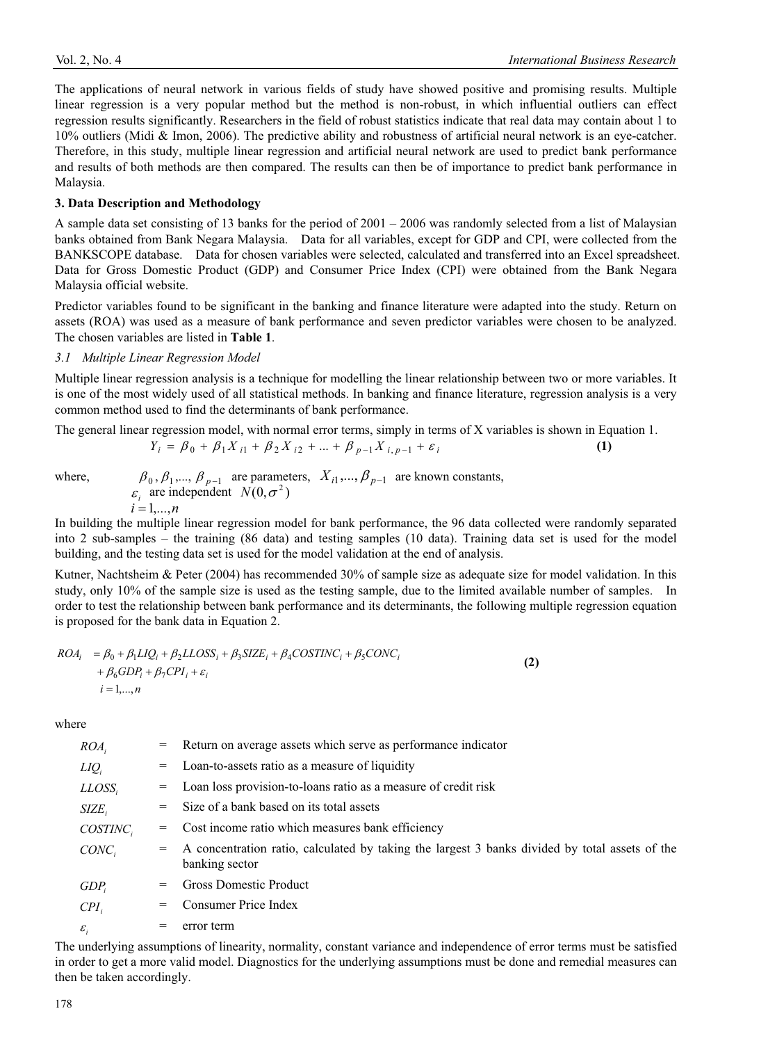The applications of neural network in various fields of study have showed positive and promising results. Multiple linear regression is a very popular method but the method is non-robust, in which influential outliers can effect regression results significantly. Researchers in the field of robust statistics indicate that real data may contain about 1 to 10% outliers (Midi & Imon, 2006). The predictive ability and robustness of artificial neural network is an eye-catcher. Therefore, in this study, multiple linear regression and artificial neural network are used to predict bank performance and results of both methods are then compared. The results can then be of importance to predict bank performance in Malaysia.

## 3. Data Description and Methodology

A sample data set consisting of 13 banks for the period of 2001 – 2006 was randomly selected from a list of Malaysian banks obtained from Bank Negara Malaysia. Data for all variables, except for GDP and CPI, were collected from the BANKSCOPE database. Data for chosen variables were selected, calculated and transferred into an Excel spreadsheet. Data for Gross Domestic Product (GDP) and Consumer Price Index (CPI) were obtained from the Bank Negara Malaysia official website.

Predictor variables found to be significant in the banking and finance literature were adapted into the study. Return on assets (ROA) was used as a measure of bank performance and seven predictor variables were chosen to be analyzed. The chosen variables are listed in **Table 1**.

### *3.1 Multiple Linear Regression Model*

Multiple linear regression analysis is a technique for modelling the linear relationship between two or more variables. It is one of the most widely used of all statistical methods. In banking and finance literature, regression analysis is a very common method used to find the determinants of bank performance.

The general linear regression model, with normal error terms, simply in terms of X variables is shown in Equation 1.

$$Y_i = \beta_0 + \beta_1 X_{i1} + \beta_2 X_{i2} + ... + \beta_{p-1} X_{i,p-1} + \varepsilon_i \qquad \textbf{(1)}$$

where, $\beta_0, \beta_1, ..., \beta_{p-1}$ are parameters, $X_{i1}, ..., \beta_{p-1}$ are known constants,
$\varepsilon_i$ are independent $N(0, \sigma^2)$
$i = 1, ..., n$

In building the multiple linear regression model for bank performance, the 96 data collected were randomly separated into 2 sub-samples – the training (86 data) and testing samples (10 data). Training data set is used for the model building, and the testing data set is used for the model validation at the end of analysis.

Kutner, Nachtsheim & Peter (2004) has recommended 30% of sample size as adequate size for model validation. In this study, only 10% of the sample size is used as the testing sample, due to the limited available number of samples. In order to test the relationship between bank performance and its determinants, the following multiple regression equation is proposed for the bank data in Equation 2.

$$\begin{aligned} ROA_i &= \beta_0 + \beta_1 LIQ_i + \beta_2 LLOSS_i + \beta_3 SIZE_i + \beta_4 COSTINC_i + \beta_5 CONC_i \\ &\quad + \beta_6 GDP_i + \beta_7 CPI_i + \varepsilon_i \\ &\quad i = 1, ..., n \end{aligned} \qquad \textbf{(2)}$$

where

| | | |
|---|---|---|
| $ROA_i$ | = | Return on average assets which serve as performance indicator |
| $LIQ_i$ | = | Loan-to-assets ratio as a measure of liquidity |
| $LLOSS_i$ | = | Loan loss provision-to-loans ratio as a measure of credit risk |
| $SIZE_i$ | = | Size of a bank based on its total assets |
| $COSTINC_i$ | = | Cost income ratio which measures bank efficiency |
| $CONC_i$ | = | A concentration ratio, calculated by taking the largest 3 banks divided by total assets of the banking sector |
| $GDP_i$ | = | Gross Domestic Product |
| $CPI_i$ | = | Consumer Price Index |
| $\varepsilon_i$ | = | error term |

The underlying assumptions of linearity, normality, constant variance and independence of error terms must be satisfied in order to get a more valid model. Diagnostics for the underlying assumptions must be done and remedial measures can then be taken accordingly.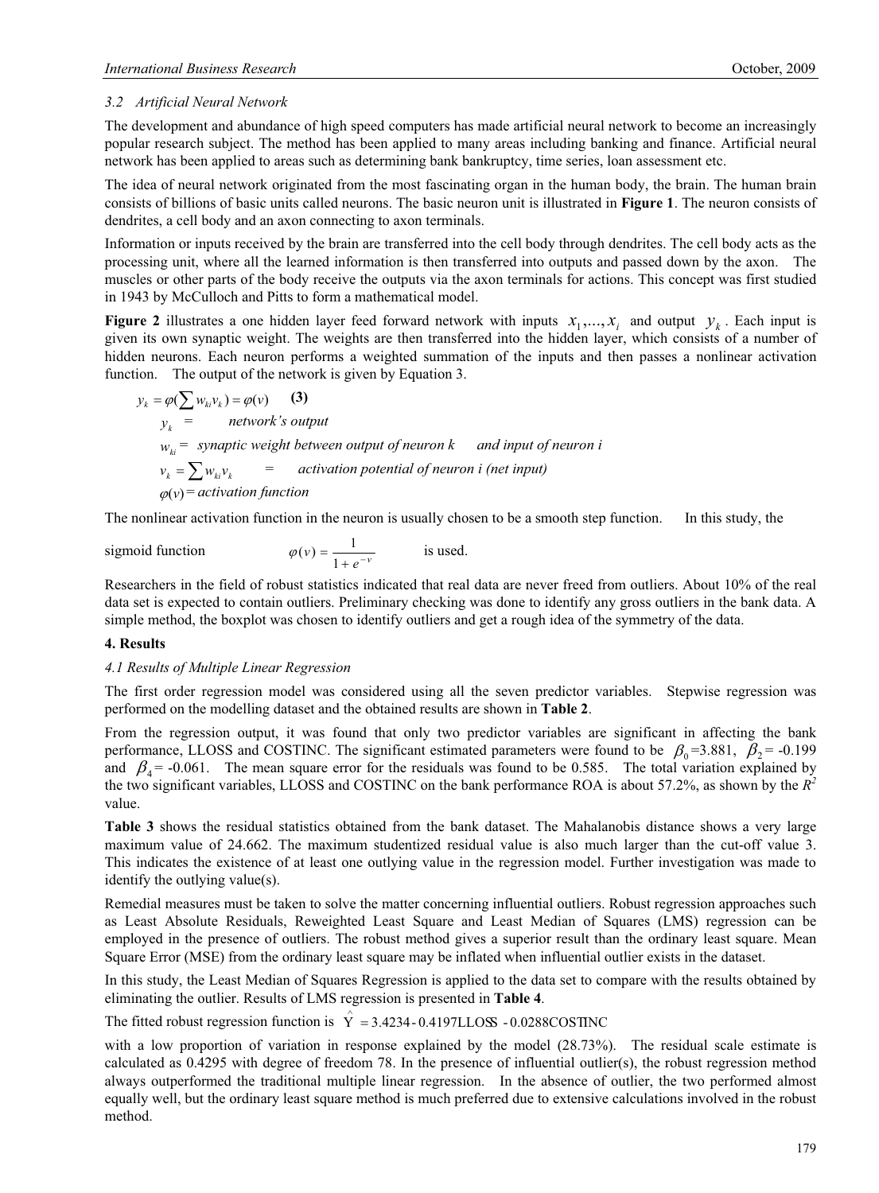### 3.2 Artificial Neural Network

The development and abundance of high speed computers has made artificial neural network to become an increasingly popular research subject. The method has been applied to many areas including banking and finance. Artificial neural network has been applied to areas such as determining bank bankruptcy, time series, loan assessment etc.

The idea of neural network originated from the most fascinating organ in the human body, the brain. The human brain consists of billions of basic units called neurons. The basic neuron unit is illustrated in **Figure 1**. The neuron consists of dendrites, a cell body and an axon connecting to axon terminals.

Information or inputs received by the brain are transferred into the cell body through dendrites. The cell body acts as the processing unit, where all the learned information is then transferred into outputs and passed down by the axon. The muscles or other parts of the body receive the outputs via the axon terminals for actions. This concept was first studied in 1943 by McCulloch and Pitts to form a mathematical model.

**Figure 2** illustrates a one hidden layer feed forward network with inputs $x_1,...,x_i$ and output $y_k$. Each input is given its own synaptic weight. The weights are then transferred into the hidden layer, which consists of a number of hidden neurons. Each neuron performs a weighted summation of the inputs and then passes a nonlinear activation function. The output of the network is given by Equation 3.

$$y_k = \varphi(\sum w_{ki} v_k) = \varphi(v) \quad \textbf{(3)}$$

$y_k$ = *network's output*

$w_{ki}$ = *synaptic weight between output of neuron k and input of neuron i*

$v_k = \sum w_{ki} v_k$ = *activation potential of neuron i (net input)*

$\varphi(v)$ = *activation function*

The nonlinear activation function in the neuron is usually chosen to be a smooth step function. In this study, the sigmoid function $\varphi(v) = \frac{1}{1+e^{-v}}$ is used.

Researchers in the field of robust statistics indicated that real data are never freed from outliers. About 10% of the real data set is expected to contain outliers. Preliminary checking was done to identify any gross outliers in the bank data. A simple method, the boxplot was chosen to identify outliers and get a rough idea of the symmetry of the data.

## 4. Results

### 4.1 Results of Multiple Linear Regression

The first order regression model was considered using all the seven predictor variables. Stepwise regression was performed on the modelling dataset and the obtained results are shown in **Table 2**.

From the regression output, it was found that only two predictor variables are significant in affecting the bank performance, LLOSS and COSTINC. The significant estimated parameters were found to be $\beta_0$=3.881, $\beta_2$= -0.199 and $\beta_4$= -0.061. The mean square error for the residuals was found to be 0.585. The total variation explained by the two significant variables, LLOSS and COSTINC on the bank performance ROA is about 57.2%, as shown by the $R^2$ value.

**Table 3** shows the residual statistics obtained from the bank dataset. The Mahalanobis distance shows a very large maximum value of 24.662. The maximum studentized residual value is also much larger than the cut-off value 3. This indicates the existence of at least one outlying value in the regression model. Further investigation was made to identify the outlying value(s).

Remedial measures must be taken to solve the matter concerning influential outliers. Robust regression approaches such as Least Absolute Residuals, Reweighted Least Square and Least Median of Squares (LMS) regression can be employed in the presence of outliers. The robust method gives a superior result than the ordinary least square. Mean Square Error (MSE) from the ordinary least square may be inflated when influential outlier exists in the dataset.

In this study, the Least Median of Squares Regression is applied to the data set to compare with the results obtained by eliminating the outlier. Results of LMS regression is presented in **Table 4**.

The fitted robust regression function is $\hat{Y} = 3.4234 - 0.4197\text{LLOSS} - 0.0288\text{COSTINC}$

with a low proportion of variation in response explained by the model (28.73%). The residual scale estimate is calculated as 0.4295 with degree of freedom 78. In the presence of influential outlier(s), the robust regression method always outperformed the traditional multiple linear regression. In the absence of outlier, the two performed almost equally well, but the ordinary least square method is much preferred due to extensive calculations involved in the robust method.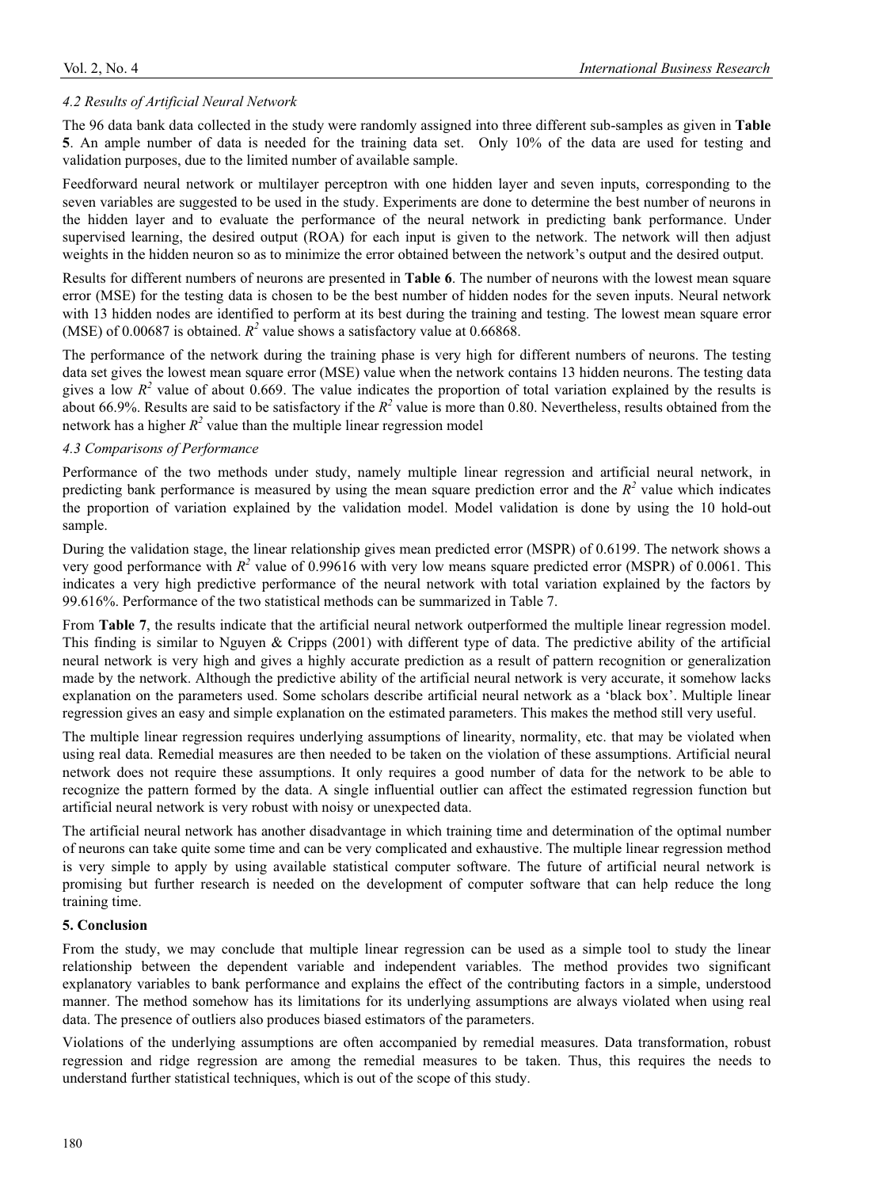### 4.2 Results of Artificial Neural Network

The 96 data bank data collected in the study were randomly assigned into three different sub-samples as given in **Table 5**. An ample number of data is needed for the training data set. Only 10% of the data are used for testing and validation purposes, due to the limited number of available sample.

Feedforward neural network or multilayer perceptron with one hidden layer and seven inputs, corresponding to the seven variables are suggested to be used in the study. Experiments are done to determine the best number of neurons in the hidden layer and to evaluate the performance of the neural network in predicting bank performance. Under supervised learning, the desired output (ROA) for each input is given to the network. The network will then adjust weights in the hidden neuron so as to minimize the error obtained between the network's output and the desired output.

Results for different numbers of neurons are presented in **Table 6**. The number of neurons with the lowest mean square error (MSE) for the testing data is chosen to be the best number of hidden nodes for the seven inputs. Neural network with 13 hidden nodes are identified to perform at its best during the training and testing. The lowest mean square error (MSE) of 0.00687 is obtained. $R^2$ value shows a satisfactory value at 0.66868.

The performance of the network during the training phase is very high for different numbers of neurons. The testing data set gives the lowest mean square error (MSE) value when the network contains 13 hidden neurons. The testing data gives a low $R^2$ value of about 0.669. The value indicates the proportion of total variation explained by the results is about 66.9%. Results are said to be satisfactory if the $R^2$ value is more than 0.80. Nevertheless, results obtained from the network has a higher $R^2$ value than the multiple linear regression model

### 4.3 Comparisons of Performance

Performance of the two methods under study, namely multiple linear regression and artificial neural network, in predicting bank performance is measured by using the mean square prediction error and the $R^2$ value which indicates the proportion of variation explained by the validation model. Model validation is done by using the 10 hold-out sample.

During the validation stage, the linear relationship gives mean predicted error (MSPR) of 0.6199. The network shows a very good performance with $R^2$ value of 0.99616 with very low means square predicted error (MSPR) of 0.0061. This indicates a very high predictive performance of the neural network with total variation explained by the factors by 99.616%. Performance of the two statistical methods can be summarized in Table 7.

From **Table 7**, the results indicate that the artificial neural network outperformed the multiple linear regression model. This finding is similar to Nguyen & Cripps (2001) with different type of data. The predictive ability of the artificial neural network is very high and gives a highly accurate prediction as a result of pattern recognition or generalization made by the network. Although the predictive ability of the artificial neural network is very accurate, it somehow lacks explanation on the parameters used. Some scholars describe artificial neural network as a 'black box'. Multiple linear regression gives an easy and simple explanation on the estimated parameters. This makes the method still very useful.

The multiple linear regression requires underlying assumptions of linearity, normality, etc. that may be violated when using real data. Remedial measures are then needed to be taken on the violation of these assumptions. Artificial neural network does not require these assumptions. It only requires a good number of data for the network to be able to recognize the pattern formed by the data. A single influential outlier can affect the estimated regression function but artificial neural network is very robust with noisy or unexpected data.

The artificial neural network has another disadvantage in which training time and determination of the optimal number of neurons can take quite some time and can be very complicated and exhaustive. The multiple linear regression method is very simple to apply by using available statistical computer software. The future of artificial neural network is promising but further research is needed on the development of computer software that can help reduce the long training time.

## 5. Conclusion

From the study, we may conclude that multiple linear regression can be used as a simple tool to study the linear relationship between the dependent variable and independent variables. The method provides two significant explanatory variables to bank performance and explains the effect of the contributing factors in a simple, understood manner. The method somehow has its limitations for its underlying assumptions are always violated when using real data. The presence of outliers also produces biased estimators of the parameters.

Violations of the underlying assumptions are often accompanied by remedial measures. Data transformation, robust regression and ridge regression are among the remedial measures to be taken. Thus, this requires the needs to understand further statistical techniques, which is out of the scope of this study.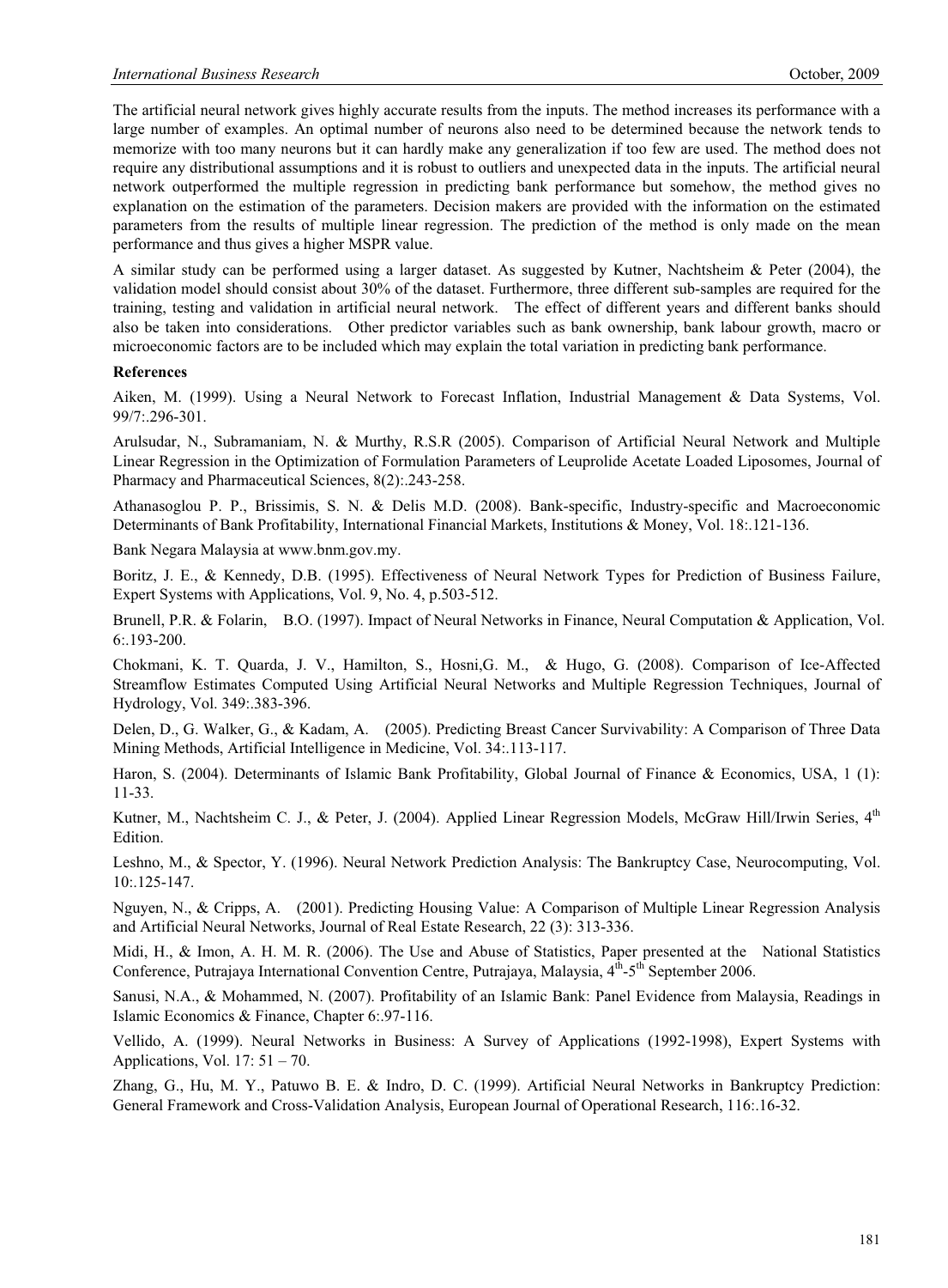The artificial neural network gives highly accurate results from the inputs. The method increases its performance with a large number of examples. An optimal number of neurons also need to be determined because the network tends to memorize with too many neurons but it can hardly make any generalization if too few are used. The method does not require any distributional assumptions and it is robust to outliers and unexpected data in the inputs. The artificial neural network outperformed the multiple regression in predicting bank performance but somehow, the method gives no explanation on the estimation of the parameters. Decision makers are provided with the information on the estimated parameters from the results of multiple linear regression. The prediction of the method is only made on the mean performance and thus gives a higher MSPR value.

A similar study can be performed using a larger dataset. As suggested by Kutner, Nachtsheim & Peter (2004), the validation model should consist about 30% of the dataset. Furthermore, three different sub-samples are required for the training, testing and validation in artificial neural network. The effect of different years and different banks should also be taken into considerations. Other predictor variables such as bank ownership, bank labour growth, macro or microeconomic factors are to be included which may explain the total variation in predicting bank performance.

**References**

Aiken, M. (1999). Using a Neural Network to Forecast Inflation, Industrial Management & Data Systems, Vol. 99/7:.296-301.

Arulsudar, N., Subramaniam, N. & Murthy, R.S.R (2005). Comparison of Artificial Neural Network and Multiple Linear Regression in the Optimization of Formulation Parameters of Leuprolide Acetate Loaded Liposomes, Journal of Pharmacy and Pharmaceutical Sciences, 8(2):.243-258.

Athanasoglou P. P., Brissimis, S. N. & Delis M.D. (2008). Bank-specific, Industry-specific and Macroeconomic Determinants of Bank Profitability, International Financial Markets, Institutions & Money, Vol. 18:.121-136.

Bank Negara Malaysia at www.bnm.gov.my.

Boritz, J. E., & Kennedy, D.B. (1995). Effectiveness of Neural Network Types for Prediction of Business Failure, Expert Systems with Applications, Vol. 9, No. 4, p.503-512.

Brunell, P.R. & Folarin, B.O. (1997). Impact of Neural Networks in Finance, Neural Computation & Application, Vol. 6:.193-200.

Chokmani, K. T. Quarda, J. V., Hamilton, S., Hosni,G. M., & Hugo, G. (2008). Comparison of Ice-Affected Streamflow Estimates Computed Using Artificial Neural Networks and Multiple Regression Techniques, Journal of Hydrology, Vol. 349:.383-396.

Delen, D., G. Walker, G., & Kadam, A. (2005). Predicting Breast Cancer Survivability: A Comparison of Three Data Mining Methods, Artificial Intelligence in Medicine, Vol. 34:.113-117.

Haron, S. (2004). Determinants of Islamic Bank Profitability, Global Journal of Finance & Economics, USA, 1 (1): 11-33.

Kutner, M., Nachtsheim C. J., & Peter, J. (2004). Applied Linear Regression Models, McGraw Hill/Irwin Series, 4th Edition.

Leshno, M., & Spector, Y. (1996). Neural Network Prediction Analysis: The Bankruptcy Case, Neurocomputing, Vol. 10:.125-147.

Nguyen, N., & Cripps, A. (2001). Predicting Housing Value: A Comparison of Multiple Linear Regression Analysis and Artificial Neural Networks, Journal of Real Estate Research, 22 (3): 313-336.

Midi, H., & Imon, A. H. M. R. (2006). The Use and Abuse of Statistics, Paper presented at the National Statistics Conference, Putrajaya International Convention Centre, Putrajaya, Malaysia, 4th-5th September 2006.

Sanusi, N.A., & Mohammed, N. (2007). Profitability of an Islamic Bank: Panel Evidence from Malaysia, Readings in Islamic Economics & Finance, Chapter 6:.97-116.

Vellido, A. (1999). Neural Networks in Business: A Survey of Applications (1992-1998), Expert Systems with Applications, Vol. 17: 51 – 70.

Zhang, G., Hu, M. Y., Patuwo B. E. & Indro, D. C. (1999). Artificial Neural Networks in Bankruptcy Prediction: General Framework and Cross-Validation Analysis, European Journal of Operational Research, 116:.16-32.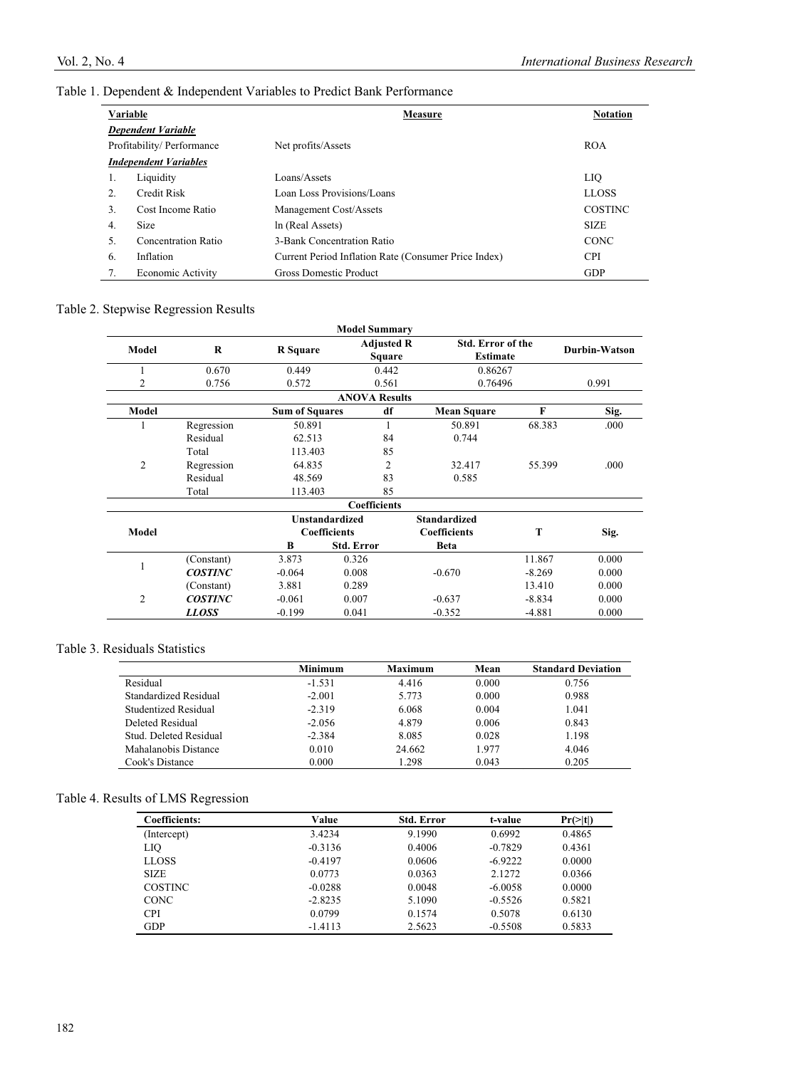Table 1. Dependent & Independent Variables to Predict Bank Performance

| Variable | | Measure | Notation |
|---|---|---|---|
| ***Dependent Variable*** | | | |
| Profitability/ Performance | | Net profits/Assets | ROA |
| ***Independent Variables*** | | | |
| 1. | Liquidity | Loans/Assets | LIQ |
| 2. | Credit Risk | Loan Loss Provisions/Loans | LLOSS |
| 3. | Cost Income Ratio | Management Cost/Assets | COSTINC |
| 4. | Size | ln (Real Assets) | SIZE |
| 5. | Concentration Ratio | 3-Bank Concentration Ratio | CONC |
| 6. | Inflation | Current Period Inflation Rate (Consumer Price Index) | CPI |
| 7. | Economic Activity | Gross Domestic Product | GDP |

Table 2. Stepwise Regression Results

**Model Summary**

| Model | R | R Square | Adjusted R Square | Std. Error of the Estimate | Durbin-Watson |
|---|---|---|---|---|---|
| 1 | 0.670 | 0.449 | 0.442 | 0.86267 | |
| 2 | 0.756 | 0.572 | 0.561 | 0.76496 | 0.991 |

**ANOVA Results**

| Model | | Sum of Squares | df | Mean Square | F | Sig. |
|---|---|---|---|---|---|---|
| 1 | Regression | 50.891 | 1 | 50.891 | 68.383 | .000 |
| | Residual | 62.513 | 84 | 0.744 | | |
| | Total | 113.403 | 85 | | | |
| 2 | Regression | 64.835 | 2 | 32.417 | 55.399 | .000 |
| | Residual | 48.569 | 83 | 0.585 | | |
| | Total | 113.403 | 85 | | | |

**Coefficients**

| Model | | Unstandardized Coefficients | | Standardized Coefficients | T | Sig. |
|---|---|---|---|---|---|---|
| | | B | Std. Error | Beta | | |
| 1 | (Constant) | 3.873 | 0.326 | | 11.867 | 0.000 |
| | ***COSTINC*** | -0.064 | 0.008 | -0.670 | -8.269 | 0.000 |
| 2 | (Constant) | 3.881 | 0.289 | | 13.410 | 0.000 |
| | ***COSTINC*** | -0.061 | 0.007 | -0.637 | -8.834 | 0.000 |
| | ***LLOSS*** | -0.199 | 0.041 | -0.352 | -4.881 | 0.000 |

Table 3. Residuals Statistics

| | Minimum | Maximum | Mean | Standard Deviation |
|---|---|---|---|---|
| Residual | -1.531 | 4.416 | 0.000 | 0.756 |
| Standardized Residual | -2.001 | 5.773 | 0.000 | 0.988 |
| Studentized Residual | -2.319 | 6.068 | 0.004 | 1.041 |
| Deleted Residual | -2.056 | 4.879 | 0.006 | 0.843 |
| Stud. Deleted Residual | -2.384 | 8.085 | 0.028 | 1.198 |
| Mahalanobis Distance | 0.010 | 24.662 | 1.977 | 4.046 |
| Cook's Distance | 0.000 | 1.298 | 0.043 | 0.205 |

Table 4. Results of LMS Regression

| Coefficients: | Value | Std. Error | t-value | Pr(>\|t\|) |
|---|---|---|---|---|
| (Intercept) | 3.4234 | 9.1990 | 0.6992 | 0.4865 |
| LIQ | -0.3136 | 0.4006 | -0.7829 | 0.4361 |
| LLOSS | -0.4197 | 0.0606 | -6.9222 | 0.0000 |
| SIZE | 0.0773 | 0.0363 | 2.1272 | 0.0366 |
| COSTINC | -0.0288 | 0.0048 | -6.0058 | 0.0000 |
| CONC | -2.8235 | 5.1090 | -0.5526 | 0.5821 |
| CPI | 0.0799 | 0.1574 | 0.5078 | 0.6130 |
| GDP | -1.4113 | 2.5623 | -0.5508 | 0.5833 |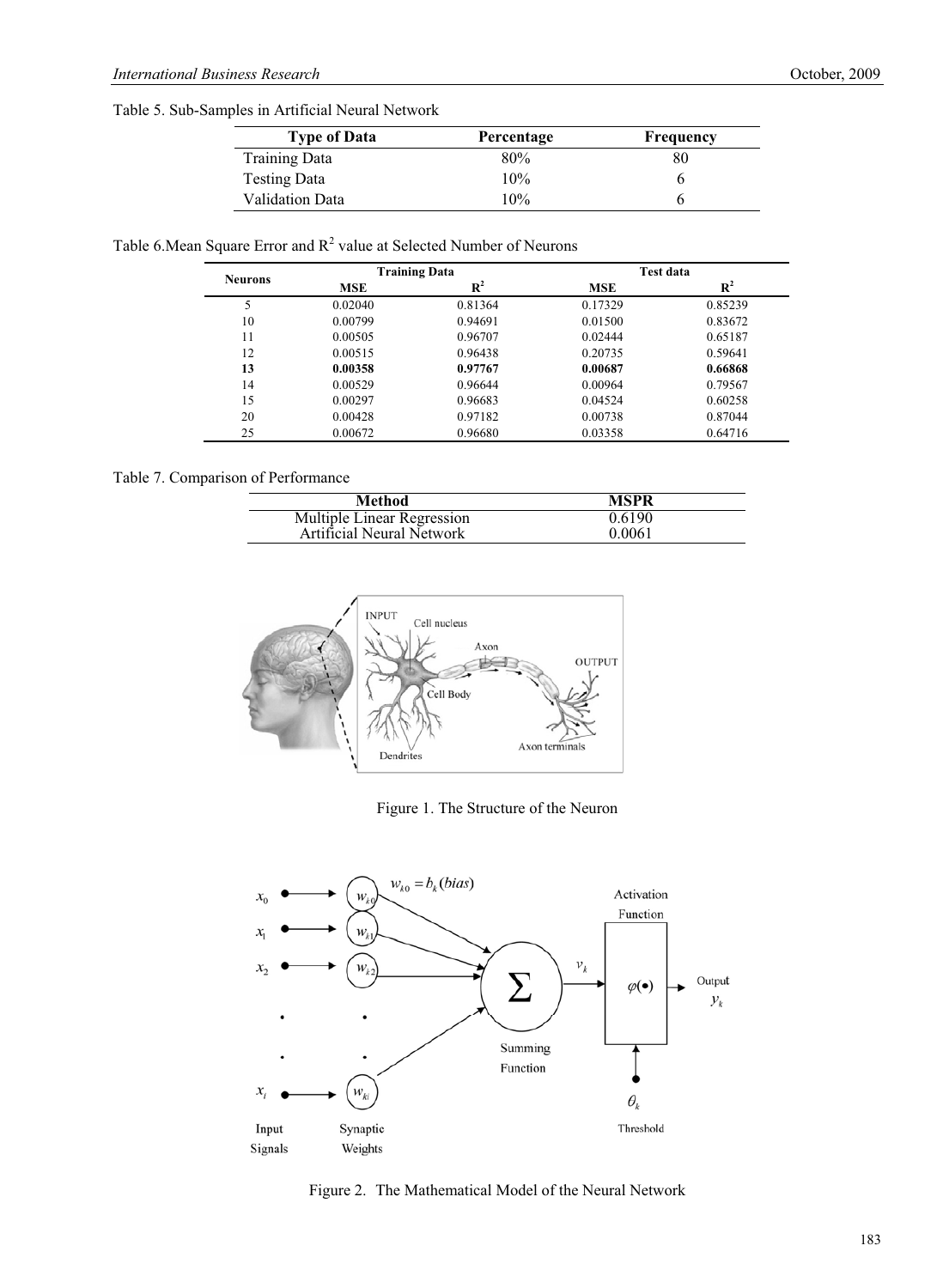Table 5. Sub-Samples in Artificial Neural Network

| Type of Data | Percentage | Frequency |
|---|---|---|
| Training Data | 80% | 80 |
| Testing Data | 10% | 6 |
| Validation Data | 10% | 6 |

Table 6.Mean Square Error and $R^2$ value at Selected Number of Neurons

| Neurons | Training Data | | Test data | |
|---|---|---|---|---|
| | MSE | $R^2$ | MSE | $R^2$ |
| 5 | 0.02040 | 0.81364 | 0.17329 | 0.85239 |
| 10 | 0.00799 | 0.94691 | 0.01500 | 0.83672 |
| 11 | 0.00505 | 0.96707 | 0.02444 | 0.65187 |
| 12 | 0.00515 | 0.96438 | 0.20735 | 0.59641 |
| **13** | **0.00358** | **0.97767** | **0.00687** | **0.66868** |
| 14 | 0.00529 | 0.96644 | 0.00964 | 0.79567 |
| 15 | 0.00297 | 0.96683 | 0.04524 | 0.60258 |
| 20 | 0.00428 | 0.97182 | 0.00738 | 0.87044 |
| 25 | 0.00672 | 0.96680 | 0.03358 | 0.64716 |

Table 7. Comparison of Performance

| Method | MSPR |
|---|---|
| Multiple Linear Regression | 0.6190 |
| Artificial Neural Network | 0.0061 |

INPUT
Cell nucleus
Axon
OUTPUT
Cell Body
Dendrites
Axon terminals

Figure 1. The Structure of the Neuron

$w_{k0} = b_k(bias)$
$x_0$
$x_1$
$x_2$
$x_i$
$w_{k0}$
$w_{k1}$
$w_{k2}$
$w_{ki}$
$\Sigma$
$v_k$
Activation Function
$\varphi(\bullet)$
Output $y_k$
Summing Function
$\theta_k$
Input Signals
Synaptic Weights
Threshold

Figure 2. The Mathematical Model of the Neural Network